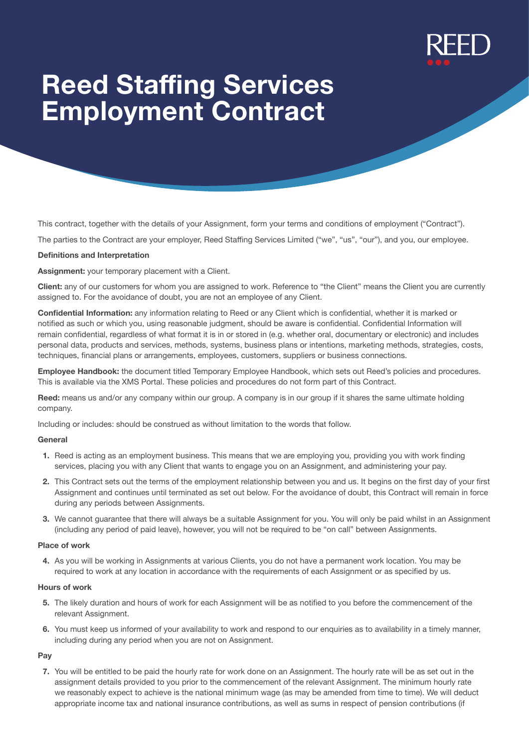# Reed Staffing Services Employment Contract

This contract, together with the details of your Assignment, form your terms and conditions of employment ("Contract").

The parties to the Contract are your employer, Reed Staffing Services Limited ("we", "us", "our"), and you, our employee.

**Definitions and Interpretation**

**Assignment:** your temporary placement with a Client.

**Client:** any of our customers for whom you are assigned to work. Reference to "the Client" means the Client you are currently assigned to. For the avoidance of doubt, you are not an employee of any Client.

**Confidential Information:** any information relating to Reed or any Client which is confidential, whether it is marked or notified as such or which you, using reasonable judgment, should be aware is confidential. Confidential Information will remain confidential, regardless of what format it is in or stored in (e.g. whether oral, documentary or electronic) and includes personal data, products and services, methods, systems, business plans or intentions, marketing methods, strategies, costs, techniques, financial plans or arrangements, employees, customers, suppliers or business connections.

**Employee Handbook:** the document titled Temporary Employee Handbook, which sets out Reed's policies and procedures. This is available via the XMS Portal. These policies and procedures do not form part of this Contract.

**Reed:** means us and/or any company within our group. A company is in our group if it shares the same ultimate holding company.

Including or includes: should be construed as without limitation to the words that follow.

**General**

1. Reed is acting as an employment business. This means that we are employing you, providing you with work finding services, placing you with any Client that wants to engage you on an Assignment, and administering your pay.
2. This Contract sets out the terms of the employment relationship between you and us. It begins on the first day of your first Assignment and continues until terminated as set out below. For the avoidance of doubt, this Contract will remain in force during any periods between Assignments.
3. We cannot guarantee that there will always be a suitable Assignment for you. You will only be paid whilst in an Assignment (including any period of paid leave), however, you will not be required to be "on call" between Assignments.

**Place of work**

4. As you will be working in Assignments at various Clients, you do not have a permanent work location. You may be required to work at any location in accordance with the requirements of each Assignment or as specified by us.

**Hours of work**

5. The likely duration and hours of work for each Assignment will be as notified to you before the commencement of the relevant Assignment.
6. You must keep us informed of your availability to work and respond to our enquiries as to availability in a timely manner, including during any period when you are not on Assignment.

**Pay**

7. You will be entitled to be paid the hourly rate for work done on an Assignment. The hourly rate will be as set out in the assignment details provided to you prior to the commencement of the relevant Assignment. The minimum hourly rate we reasonably expect to achieve is the national minimum wage (as may be amended from time to time). We will deduct appropriate income tax and national insurance contributions, as well as sums in respect of pension contributions (if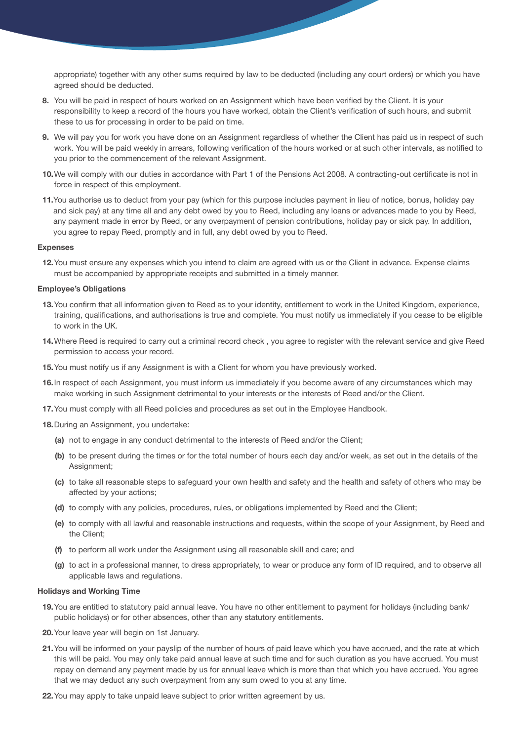appropriate) together with any other sums required by law to be deducted (including any court orders) or which you have agreed should be deducted.

8. You will be paid in respect of hours worked on an Assignment which have been verified by the Client. It is your responsibility to keep a record of the hours you have worked, obtain the Client's verification of such hours, and submit these to us for processing in order to be paid on time.

9. We will pay you for work you have done on an Assignment regardless of whether the Client has paid us in respect of such work. You will be paid weekly in arrears, following verification of the hours worked or at such other intervals, as notified to you prior to the commencement of the relevant Assignment.

10. We will comply with our duties in accordance with Part 1 of the Pensions Act 2008. A contracting-out certificate is not in force in respect of this employment.

11. You authorise us to deduct from your pay (which for this purpose includes payment in lieu of notice, bonus, holiday pay and sick pay) at any time all and any debt owed by you to Reed, including any loans or advances made to you by Reed, any payment made in error by Reed, or any overpayment of pension contributions, holiday pay or sick pay. In addition, you agree to repay Reed, promptly and in full, any debt owed by you to Reed.

**Expenses**

12. You must ensure any expenses which you intend to claim are agreed with us or the Client in advance. Expense claims must be accompanied by appropriate receipts and submitted in a timely manner.

**Employee's Obligations**

13. You confirm that all information given to Reed as to your identity, entitlement to work in the United Kingdom, experience, training, qualifications, and authorisations is true and complete. You must notify us immediately if you cease to be eligible to work in the UK.

14. Where Reed is required to carry out a criminal record check , you agree to register with the relevant service and give Reed permission to access your record.

15. You must notify us if any Assignment is with a Client for whom you have previously worked.

16. In respect of each Assignment, you must inform us immediately if you become aware of any circumstances which may make working in such Assignment detrimental to your interests or the interests of Reed and/or the Client.

17. You must comply with all Reed policies and procedures as set out in the Employee Handbook.

18. During an Assignment, you undertake:

    **(a)** not to engage in any conduct detrimental to the interests of Reed and/or the Client;

    **(b)** to be present during the times or for the total number of hours each day and/or week, as set out in the details of the Assignment;

    **(c)** to take all reasonable steps to safeguard your own health and safety and the health and safety of others who may be affected by your actions;

    **(d)** to comply with any policies, procedures, rules, or obligations implemented by Reed and the Client;

    **(e)** to comply with all lawful and reasonable instructions and requests, within the scope of your Assignment, by Reed and the Client;

    **(f)** to perform all work under the Assignment using all reasonable skill and care; and

    **(g)** to act in a professional manner, to dress appropriately, to wear or produce any form of ID required, and to observe all applicable laws and regulations.

**Holidays and Working Time**

19. You are entitled to statutory paid annual leave. You have no other entitlement to payment for holidays (including bank/ public holidays) or for other absences, other than any statutory entitlements.

20. Your leave year will begin on 1st January.

21. You will be informed on your payslip of the number of hours of paid leave which you have accrued, and the rate at which this will be paid. You may only take paid annual leave at such time and for such duration as you have accrued. You must repay on demand any payment made by us for annual leave which is more than that which you have accrued. You agree that we may deduct any such overpayment from any sum owed to you at any time.

22. You may apply to take unpaid leave subject to prior written agreement by us.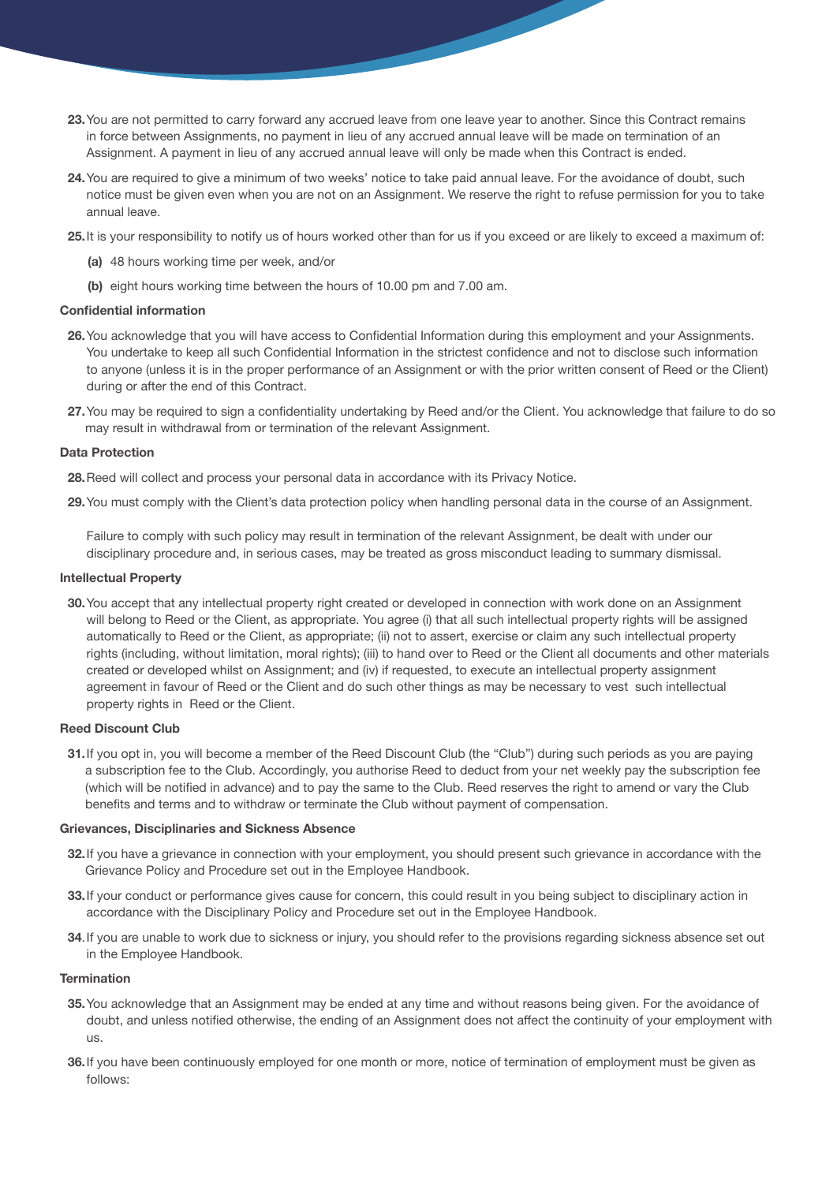23. You are not permitted to carry forward any accrued leave from one leave year to another. Since this Contract remains in force between Assignments, no payment in lieu of any accrued annual leave will be made on termination of an Assignment. A payment in lieu of any accrued annual leave will only be made when this Contract is ended.

24. You are required to give a minimum of two weeks' notice to take paid annual leave. For the avoidance of doubt, such notice must be given even when you are not on an Assignment. We reserve the right to refuse permission for you to take annual leave.

25. It is your responsibility to notify us of hours worked other than for us if you exceed or are likely to exceed a maximum of:

    **(a)** 48 hours working time per week, and/or

    **(b)** eight hours working time between the hours of 10.00 pm and 7.00 am.

**Confidential information**

26. You acknowledge that you will have access to Confidential Information during this employment and your Assignments. You undertake to keep all such Confidential Information in the strictest confidence and not to disclose such information to anyone (unless it is in the proper performance of an Assignment or with the prior written consent of Reed or the Client) during or after the end of this Contract.

27. You may be required to sign a confidentiality undertaking by Reed and/or the Client. You acknowledge that failure to do so may result in withdrawal from or termination of the relevant Assignment.

**Data Protection**

28. Reed will collect and process your personal data in accordance with its Privacy Notice.

29. You must comply with the Client's data protection policy when handling personal data in the course of an Assignment.

    Failure to comply with such policy may result in termination of the relevant Assignment, be dealt with under our disciplinary procedure and, in serious cases, may be treated as gross misconduct leading to summary dismissal.

**Intellectual Property**

30. You accept that any intellectual property right created or developed in connection with work done on an Assignment will belong to Reed or the Client, as appropriate. You agree (i) that all such intellectual property rights will be assigned automatically to Reed or the Client, as appropriate; (ii) not to assert, exercise or claim any such intellectual property rights (including, without limitation, moral rights); (iii) to hand over to Reed or the Client all documents and other materials created or developed whilst on Assignment; and (iv) if requested, to execute an intellectual property assignment agreement in favour of Reed or the Client and do such other things as may be necessary to vest such intellectual property rights in Reed or the Client.

**Reed Discount Club**

31. If you opt in, you will become a member of the Reed Discount Club (the "Club") during such periods as you are paying a subscription fee to the Club. Accordingly, you authorise Reed to deduct from your net weekly pay the subscription fee (which will be notified in advance) and to pay the same to the Club. Reed reserves the right to amend or vary the Club benefits and terms and to withdraw or terminate the Club without payment of compensation.

**Grievances, Disciplinaries and Sickness Absence**

32. If you have a grievance in connection with your employment, you should present such grievance in accordance with the Grievance Policy and Procedure set out in the Employee Handbook.

33. If your conduct or performance gives cause for concern, this could result in you being subject to disciplinary action in accordance with the Disciplinary Policy and Procedure set out in the Employee Handbook.

34. If you are unable to work due to sickness or injury, you should refer to the provisions regarding sickness absence set out in the Employee Handbook.

**Termination**

35. You acknowledge that an Assignment may be ended at any time and without reasons being given. For the avoidance of doubt, and unless notified otherwise, the ending of an Assignment does not affect the continuity of your employment with us.

36. If you have been continuously employed for one month or more, notice of termination of employment must be given as follows: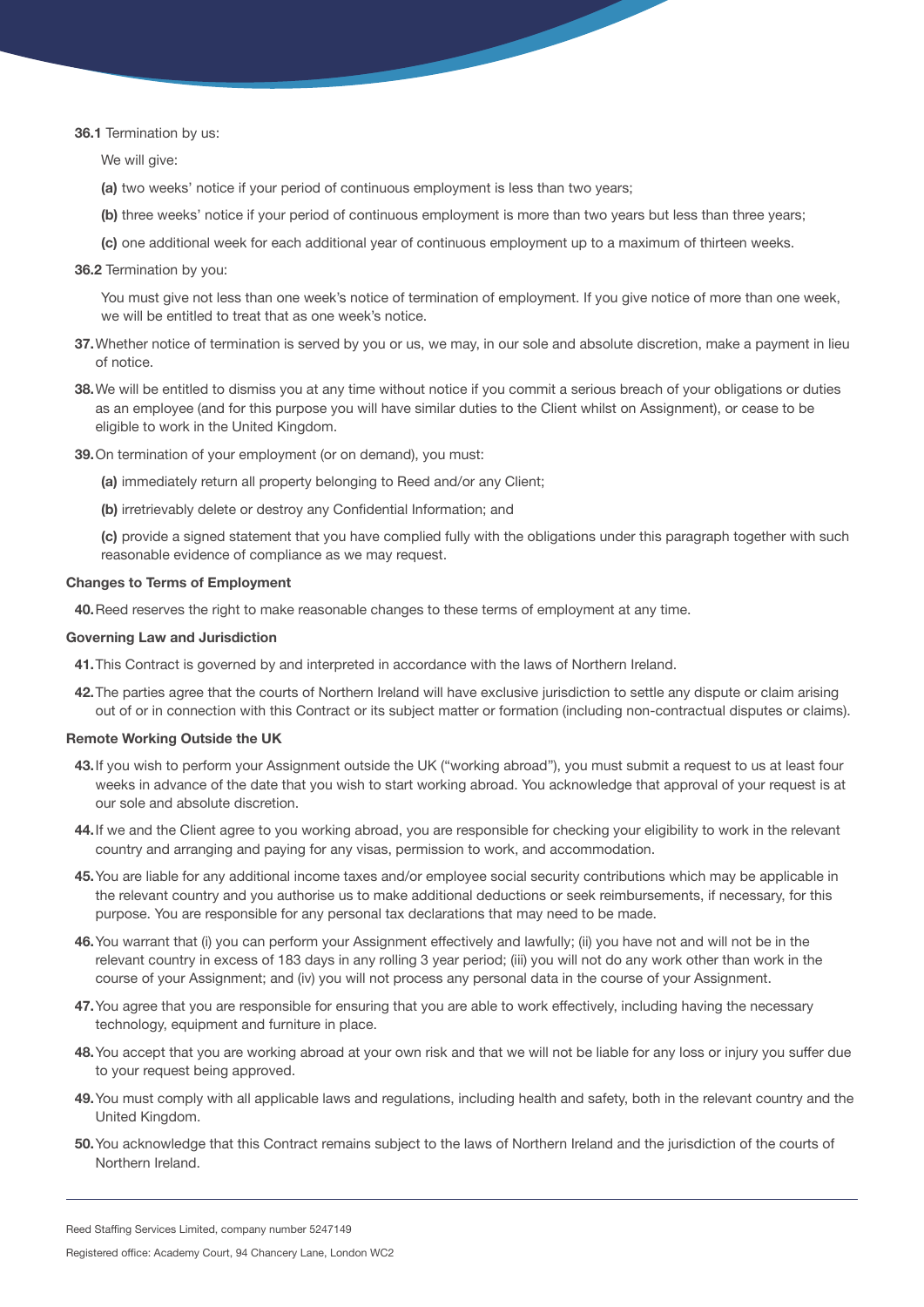**36.1** Termination by us:

We will give:

**(a)** two weeks' notice if your period of continuous employment is less than two years;

**(b)** three weeks' notice if your period of continuous employment is more than two years but less than three years;

**(c)** one additional week for each additional year of continuous employment up to a maximum of thirteen weeks.

**36.2** Termination by you:

You must give not less than one week's notice of termination of employment. If you give notice of more than one week, we will be entitled to treat that as one week's notice.

**37.** Whether notice of termination is served by you or us, we may, in our sole and absolute discretion, make a payment in lieu of notice.

**38.** We will be entitled to dismiss you at any time without notice if you commit a serious breach of your obligations or duties as an employee (and for this purpose you will have similar duties to the Client whilst on Assignment), or cease to be eligible to work in the United Kingdom.

**39.** On termination of your employment (or on demand), you must:

**(a)** immediately return all property belonging to Reed and/or any Client;

**(b)** irretrievably delete or destroy any Confidential Information; and

**(c)** provide a signed statement that you have complied fully with the obligations under this paragraph together with such reasonable evidence of compliance as we may request.

**Changes to Terms of Employment**

**40.** Reed reserves the right to make reasonable changes to these terms of employment at any time.

**Governing Law and Jurisdiction**

**41.** This Contract is governed by and interpreted in accordance with the laws of Northern Ireland.

**42.** The parties agree that the courts of Northern Ireland will have exclusive jurisdiction to settle any dispute or claim arising out of or in connection with this Contract or its subject matter or formation (including non-contractual disputes or claims).

**Remote Working Outside the UK**

**43.** If you wish to perform your Assignment outside the UK ("working abroad"), you must submit a request to us at least four weeks in advance of the date that you wish to start working abroad. You acknowledge that approval of your request is at our sole and absolute discretion.

**44.** If we and the Client agree to you working abroad, you are responsible for checking your eligibility to work in the relevant country and arranging and paying for any visas, permission to work, and accommodation.

**45.** You are liable for any additional income taxes and/or employee social security contributions which may be applicable in the relevant country and you authorise us to make additional deductions or seek reimbursements, if necessary, for this purpose. You are responsible for any personal tax declarations that may need to be made.

**46.** You warrant that (i) you can perform your Assignment effectively and lawfully; (ii) you have not and will not be in the relevant country in excess of 183 days in any rolling 3 year period; (iii) you will not do any work other than work in the course of your Assignment; and (iv) you will not process any personal data in the course of your Assignment.

**47.** You agree that you are responsible for ensuring that you are able to work effectively, including having the necessary technology, equipment and furniture in place.

**48.** You accept that you are working abroad at your own risk and that we will not be liable for any loss or injury you suffer due to your request being approved.

**49.** You must comply with all applicable laws and regulations, including health and safety, both in the relevant country and the United Kingdom.

**50.** You acknowledge that this Contract remains subject to the laws of Northern Ireland and the jurisdiction of the courts of Northern Ireland.

Reed Staffing Services Limited, company number 5247149

Registered office: Academy Court, 94 Chancery Lane, London WC2